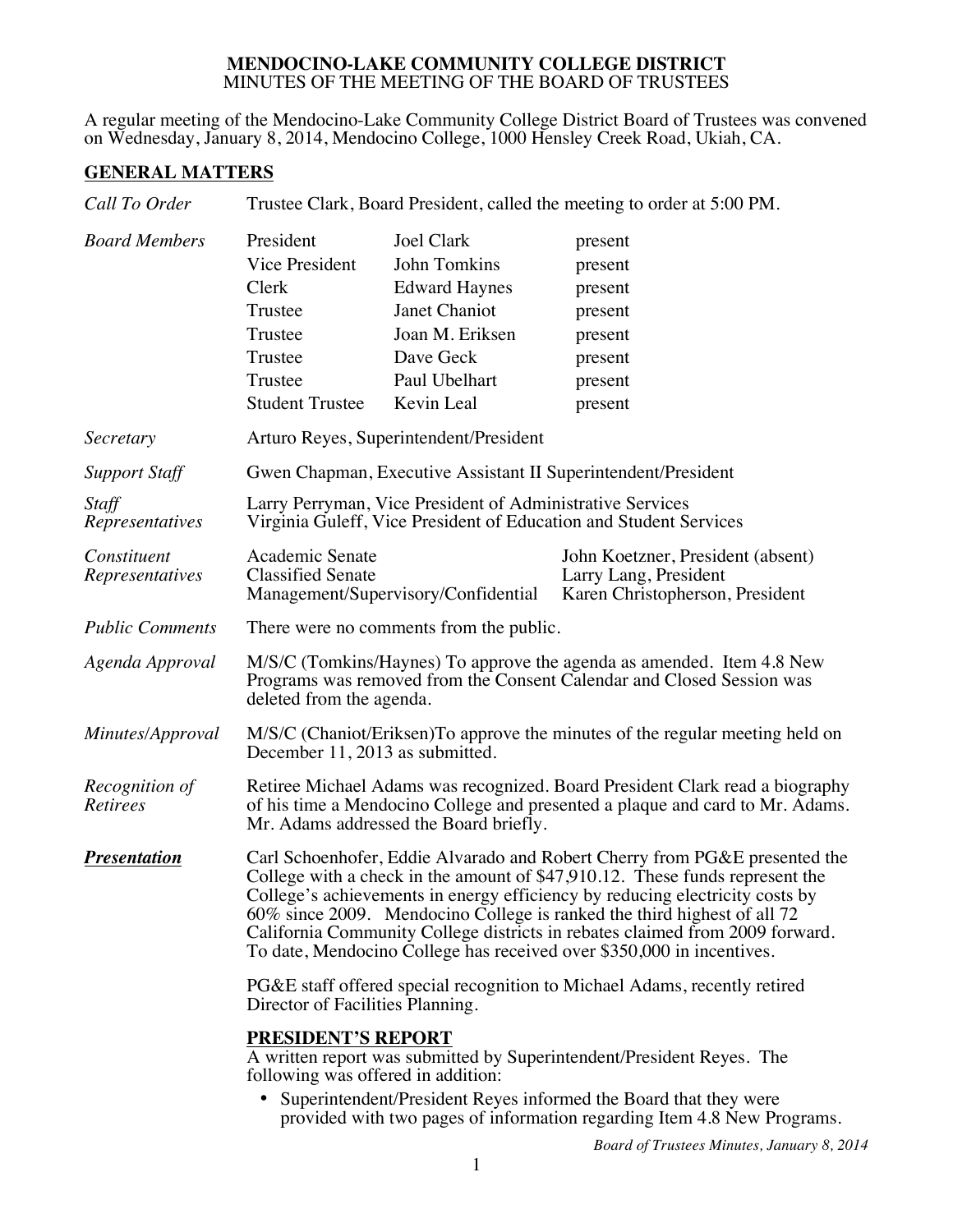**MENDOCINO-LAKE COMMUNITY COLLEGE DISTRICT**
MINUTES OF THE MEETING OF THE BOARD OF TRUSTEES

A regular meeting of the Mendocino-Lake Community College District Board of Trustees was convened on Wednesday, January 8, 2014, Mendocino College, 1000 Hensley Creek Road, Ukiah, CA.

## GENERAL MATTERS

*Call To Order* — Trustee Clark, Board President, called the meeting to order at 5:00 PM.

*Board Members*

| | | |
|---|---|---|
| President | Joel Clark | present |
| Vice President | John Tomkins | present |
| Clerk | Edward Haynes | present |
| Trustee | Janet Chaniot | present |
| Trustee | Joan M. Eriksen | present |
| Trustee | Dave Geck | present |
| Trustee | Paul Ubelhart | present |
| Student Trustee | Kevin Leal | present |

*Secretary* — Arturo Reyes, Superintendent/President

*Support Staff* — Gwen Chapman, Executive Assistant II Superintendent/President

*Staff Representatives* — Larry Perryman, Vice President of Administrative Services
Virginia Guleff, Vice President of Education and Student Services

*Constituent Representatives*

| | |
|---|---|
| Academic Senate | John Koetzner, President (absent) |
| Classified Senate | Larry Lang, President |
| Management/Supervisory/Confidential | Karen Christopherson, President |

*Public Comments* — There were no comments from the public.

*Agenda Approval* — M/S/C (Tomkins/Haynes) To approve the agenda as amended. Item 4.8 New Programs was removed from the Consent Calendar and Closed Session was deleted from the agenda.

*Minutes/Approval* — M/S/C (Chaniot/Eriksen)To approve the minutes of the regular meeting held on December 11, 2013 as submitted.

*Recognition of Retirees* — Retiree Michael Adams was recognized. Board President Clark read a biography of his time a Mendocino College and presented a plaque and card to Mr. Adams. Mr. Adams addressed the Board briefly.

***Presentation*** — Carl Schoenhofer, Eddie Alvarado and Robert Cherry from PG&E presented the College with a check in the amount of $47,910.12. These funds represent the College's achievements in energy efficiency by reducing electricity costs by 60% since 2009. Mendocino College is ranked the third highest of all 72 California Community College districts in rebates claimed from 2009 forward. To date, Mendocino College has received over $350,000 in incentives.

PG&E staff offered special recognition to Michael Adams, recently retired Director of Facilities Planning.

## PRESIDENT'S REPORT

A written report was submitted by Superintendent/President Reyes. The following was offered in addition:

- Superintendent/President Reyes informed the Board that they were provided with two pages of information regarding Item 4.8 New Programs.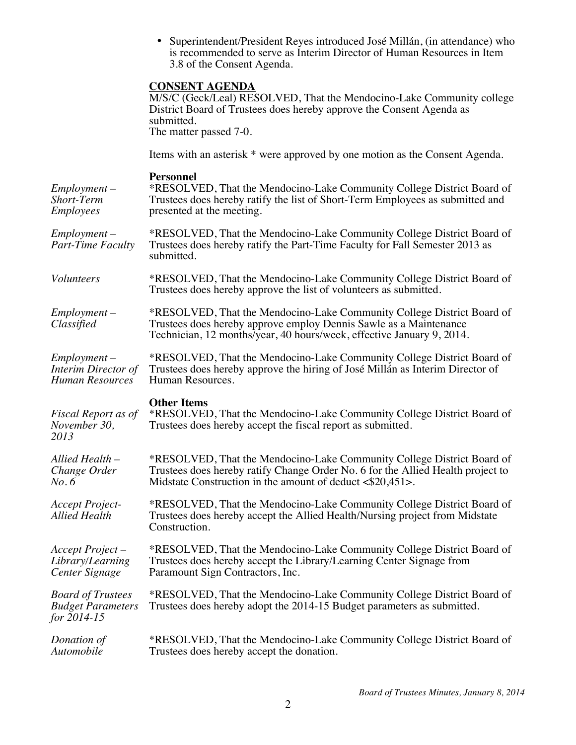- Superintendent/President Reyes introduced José Millán, (in attendance) who is recommended to serve as Interim Director of Human Resources in Item 3.8 of the Consent Agenda.

**CONSENT AGENDA**

M/S/C (Geck/Leal) RESOLVED, That the Mendocino-Lake Community college District Board of Trustees does hereby approve the Consent Agenda as submitted.
The matter passed 7-0.

Items with an asterisk * were approved by one motion as the Consent Agenda.

**Personnel**

*Employment – Short-Term Employees*

*RESOLVED, That the Mendocino-Lake Community College District Board of Trustees does hereby ratify the list of Short-Term Employees as submitted and presented at the meeting.

*Employment – Part-Time Faculty*

*RESOLVED, That the Mendocino-Lake Community College District Board of Trustees does hereby ratify the Part-Time Faculty for Fall Semester 2013 as submitted.

*Volunteers*

*RESOLVED, That the Mendocino-Lake Community College District Board of Trustees does hereby approve the list of volunteers as submitted.

*Employment – Classified*

*RESOLVED, That the Mendocino-Lake Community College District Board of Trustees does hereby approve employ Dennis Sawle as a Maintenance Technician, 12 months/year, 40 hours/week, effective January 9, 2014.

*Employment – Interim Director of Human Resources*

*RESOLVED, That the Mendocino-Lake Community College District Board of Trustees does hereby approve the hiring of José Millán as Interim Director of Human Resources.

**Other Items**

*Fiscal Report as of November 30, 2013*

*RESOLVED, That the Mendocino-Lake Community College District Board of Trustees does hereby accept the fiscal report as submitted.

*Allied Health – Change Order No. 6*

*RESOLVED, That the Mendocino-Lake Community College District Board of Trustees does hereby ratify Change Order No. 6 for the Allied Health project to Midstate Construction in the amount of deduct <$20,451>.

*Accept Project- Allied Health*

*RESOLVED, That the Mendocino-Lake Community College District Board of Trustees does hereby accept the Allied Health/Nursing project from Midstate Construction.

*Accept Project – Library/Learning Center Signage*

*RESOLVED, That the Mendocino-Lake Community College District Board of Trustees does hereby accept the Library/Learning Center Signage from Paramount Sign Contractors, Inc.

*Board of Trustees Budget Parameters for 2014-15*

*RESOLVED, That the Mendocino-Lake Community College District Board of Trustees does hereby adopt the 2014-15 Budget parameters as submitted.

*Donation of Automobile*

*RESOLVED, That the Mendocino-Lake Community College District Board of Trustees does hereby accept the donation.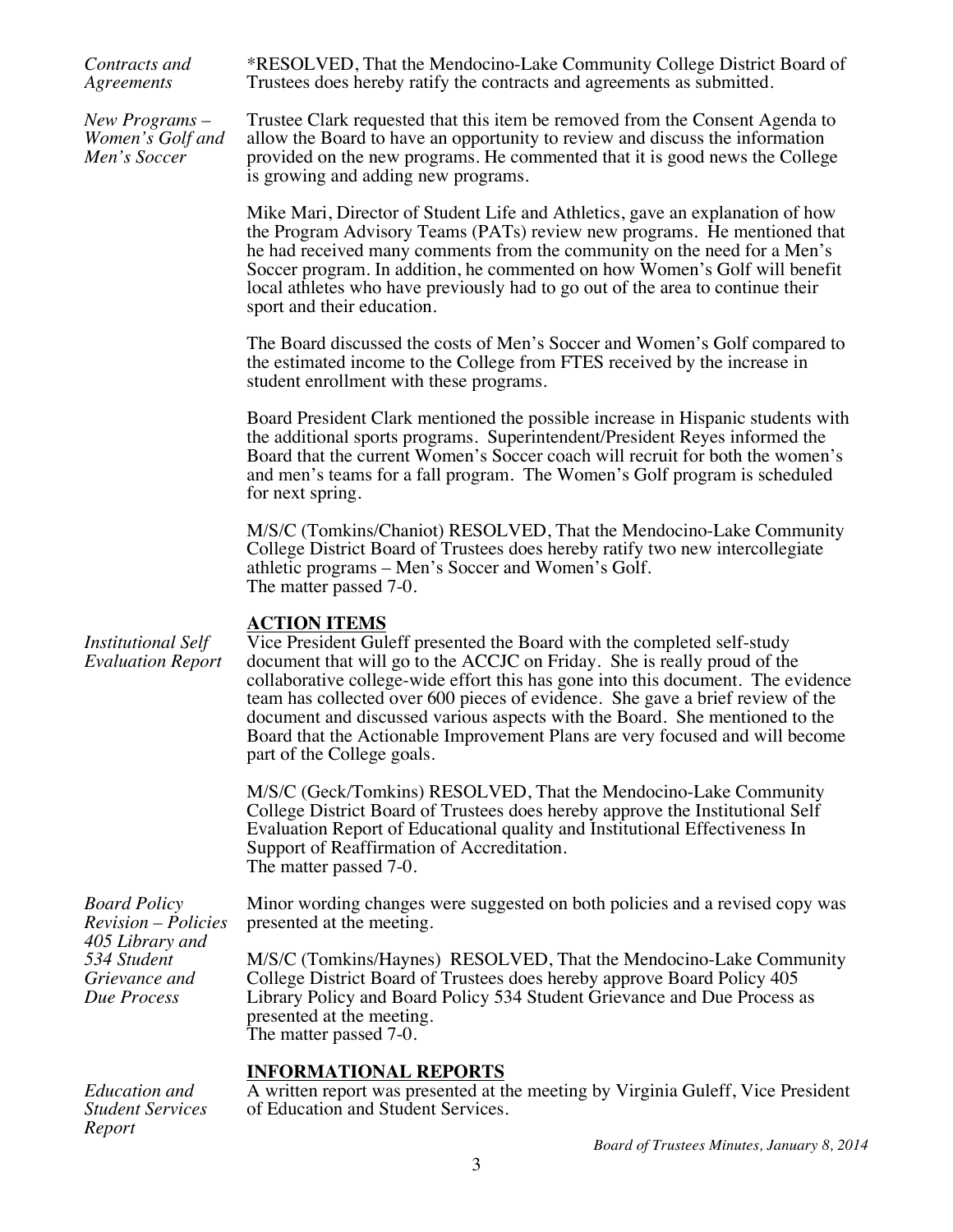*Contracts and Agreements*

*RESOLVED, That the Mendocino-Lake Community College District Board of Trustees does hereby ratify the contracts and agreements as submitted.

*New Programs – Women's Golf and Men's Soccer*

Trustee Clark requested that this item be removed from the Consent Agenda to allow the Board to have an opportunity to review and discuss the information provided on the new programs. He commented that it is good news the College is growing and adding new programs.

Mike Mari, Director of Student Life and Athletics, gave an explanation of how the Program Advisory Teams (PATs) review new programs. He mentioned that he had received many comments from the community on the need for a Men's Soccer program. In addition, he commented on how Women's Golf will benefit local athletes who have previously had to go out of the area to continue their sport and their education.

The Board discussed the costs of Men's Soccer and Women's Golf compared to the estimated income to the College from FTES received by the increase in student enrollment with these programs.

Board President Clark mentioned the possible increase in Hispanic students with the additional sports programs. Superintendent/President Reyes informed the Board that the current Women's Soccer coach will recruit for both the women's and men's teams for a fall program. The Women's Golf program is scheduled for next spring.

M/S/C (Tomkins/Chaniot) RESOLVED, That the Mendocino-Lake Community College District Board of Trustees does hereby ratify two new intercollegiate athletic programs – Men's Soccer and Women's Golf.
The matter passed 7-0.

## ACTION ITEMS

*Institutional Self Evaluation Report*

Vice President Guleff presented the Board with the completed self-study document that will go to the ACCJC on Friday. She is really proud of the collaborative college-wide effort this has gone into this document. The evidence team has collected over 600 pieces of evidence. She gave a brief review of the document and discussed various aspects with the Board. She mentioned to the Board that the Actionable Improvement Plans are very focused and will become part of the College goals.

M/S/C (Geck/Tomkins) RESOLVED, That the Mendocino-Lake Community College District Board of Trustees does hereby approve the Institutional Self Evaluation Report of Educational quality and Institutional Effectiveness In Support of Reaffirmation of Accreditation.
The matter passed 7-0.

*Board Policy Revision – Policies 405 Library and 534 Student Grievance and Due Process*

Minor wording changes were suggested on both policies and a revised copy was presented at the meeting.

M/S/C (Tomkins/Haynes) RESOLVED, That the Mendocino-Lake Community College District Board of Trustees does hereby approve Board Policy 405 Library Policy and Board Policy 534 Student Grievance and Due Process as presented at the meeting.
The matter passed 7-0.

## INFORMATIONAL REPORTS

*Education and Student Services Report*

A written report was presented at the meeting by Virginia Guleff, Vice President of Education and Student Services.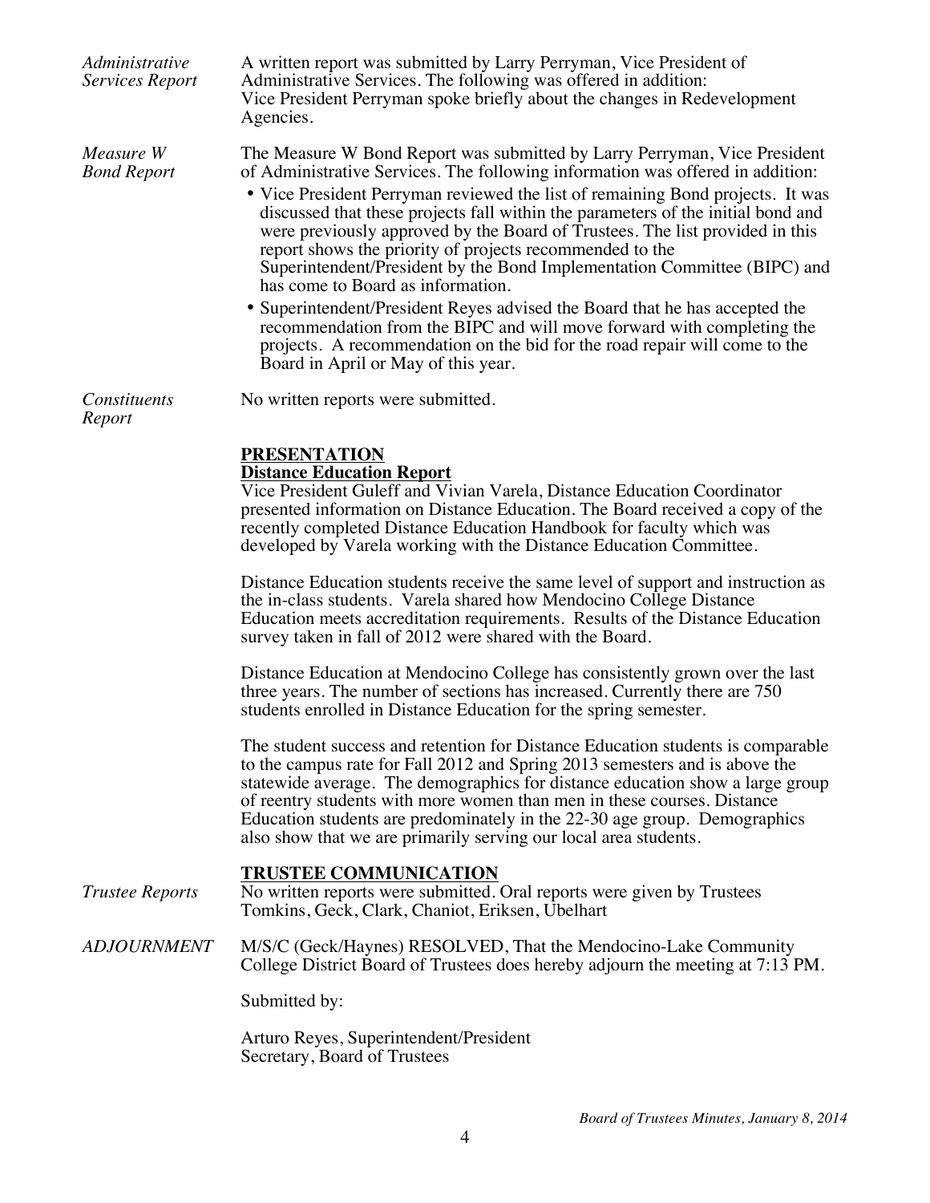*Administrative Services Report*

A written report was submitted by Larry Perryman, Vice President of Administrative Services. The following was offered in addition:
Vice President Perryman spoke briefly about the changes in Redevelopment Agencies.

*Measure W Bond Report*

The Measure W Bond Report was submitted by Larry Perryman, Vice President of Administrative Services. The following information was offered in addition:

- Vice President Perryman reviewed the list of remaining Bond projects. It was discussed that these projects fall within the parameters of the initial bond and were previously approved by the Board of Trustees. The list provided in this report shows the priority of projects recommended to the Superintendent/President by the Bond Implementation Committee (BIPC) and has come to Board as information.
- Superintendent/President Reyes advised the Board that he has accepted the recommendation from the BIPC and will move forward with completing the projects. A recommendation on the bid for the road repair will come to the Board in April or May of this year.

*Constituents Report*

No written reports were submitted.

## PRESENTATION

### Distance Education Report

Vice President Guleff and Vivian Varela, Distance Education Coordinator presented information on Distance Education. The Board received a copy of the recently completed Distance Education Handbook for faculty which was developed by Varela working with the Distance Education Committee.

Distance Education students receive the same level of support and instruction as the in-class students. Varela shared how Mendocino College Distance Education meets accreditation requirements. Results of the Distance Education survey taken in fall of 2012 were shared with the Board.

Distance Education at Mendocino College has consistently grown over the last three years. The number of sections has increased. Currently there are 750 students enrolled in Distance Education for the spring semester.

The student success and retention for Distance Education students is comparable to the campus rate for Fall 2012 and Spring 2013 semesters and is above the statewide average. The demographics for distance education show a large group of reentry students with more women than men in these courses. Distance Education students are predominately in the 22-30 age group. Demographics also show that we are primarily serving our local area students.

## TRUSTEE COMMUNICATION

*Trustee Reports*

No written reports were submitted. Oral reports were given by Trustees Tomkins, Geck, Clark, Chaniot, Eriksen, Ubelhart

*ADJOURNMENT*

M/S/C (Geck/Haynes) RESOLVED, That the Mendocino-Lake Community College District Board of Trustees does hereby adjourn the meeting at 7:13 PM.

Submitted by:

Arturo Reyes, Superintendent/President
Secretary, Board of Trustees